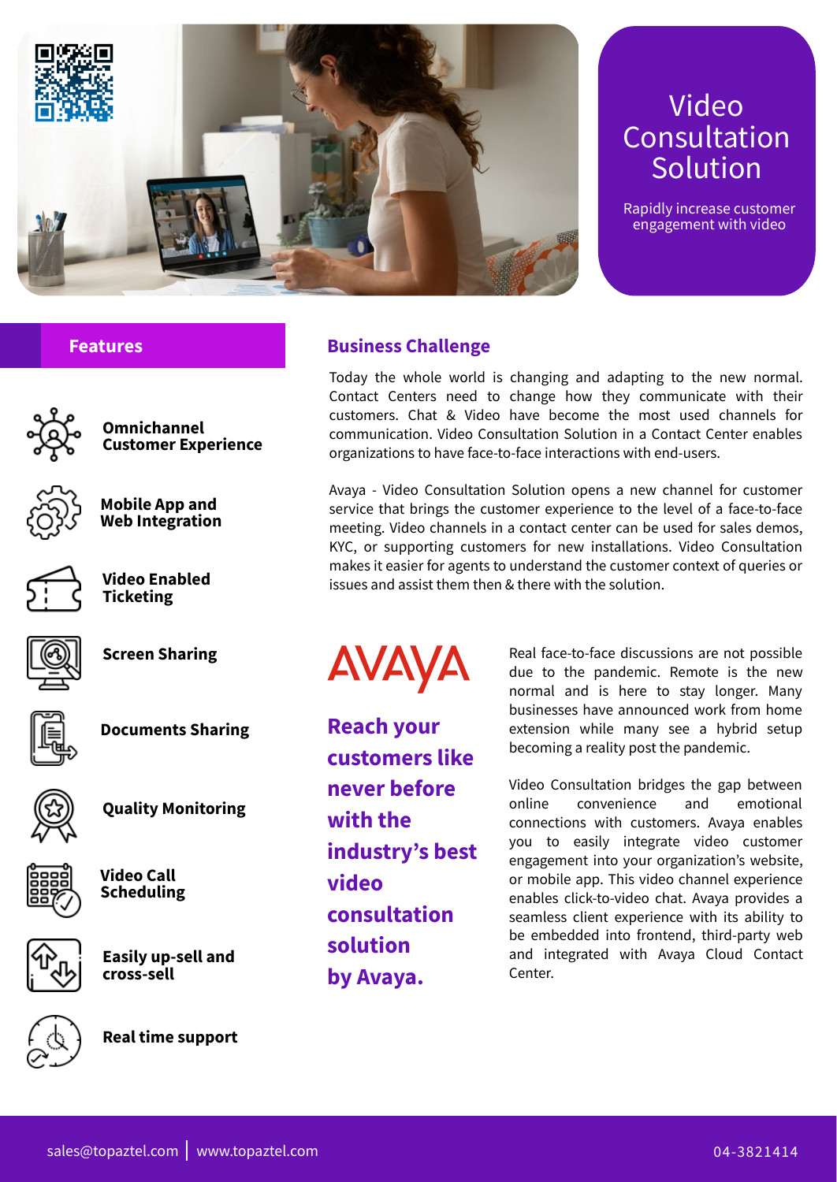# Video Consultation Solution

Rapidly increase customer engagement with video

## Features

- **Omnichannel Customer Experience**
- **Mobile App and Web Integration**
- **Video Enabled Ticketing**
- **Screen Sharing**
- **Documents Sharing**
- **Quality Monitoring**
- **Video Call Scheduling**
- **Easily up-sell and cross-sell**
- **Real time support**

## Business Challenge

Today the whole world is changing and adapting to the new normal. Contact Centers need to change how they communicate with their customers. Chat & Video have become the most used channels for communication. Video Consultation Solution in a Contact Center enables organizations to have face-to-face interactions with end-users.

Avaya - Video Consultation Solution opens a new channel for customer service that brings the customer experience to the level of a face-to-face meeting. Video channels in a contact center can be used for sales demos, KYC, or supporting customers for new installations. Video Consultation makes it easier for agents to understand the customer context of queries or issues and assist them then & there with the solution.

AVAYA

**Reach your customers like never before with the industry's best video consultation solution by Avaya.**

Real face-to-face discussions are not possible due to the pandemic. Remote is the new normal and is here to stay longer. Many businesses have announced work from home extension while many see a hybrid setup becoming a reality post the pandemic.

Video Consultation bridges the gap between online convenience and emotional connections with customers. Avaya enables you to easily integrate video customer engagement into your organization's website, or mobile app. This video channel experience enables click-to-video chat. Avaya provides a seamless client experience with its ability to be embedded into frontend, third-party web and integrated with Avaya Cloud Contact Center.

sales@topaztel.com | www.topaztel.com 04-3821414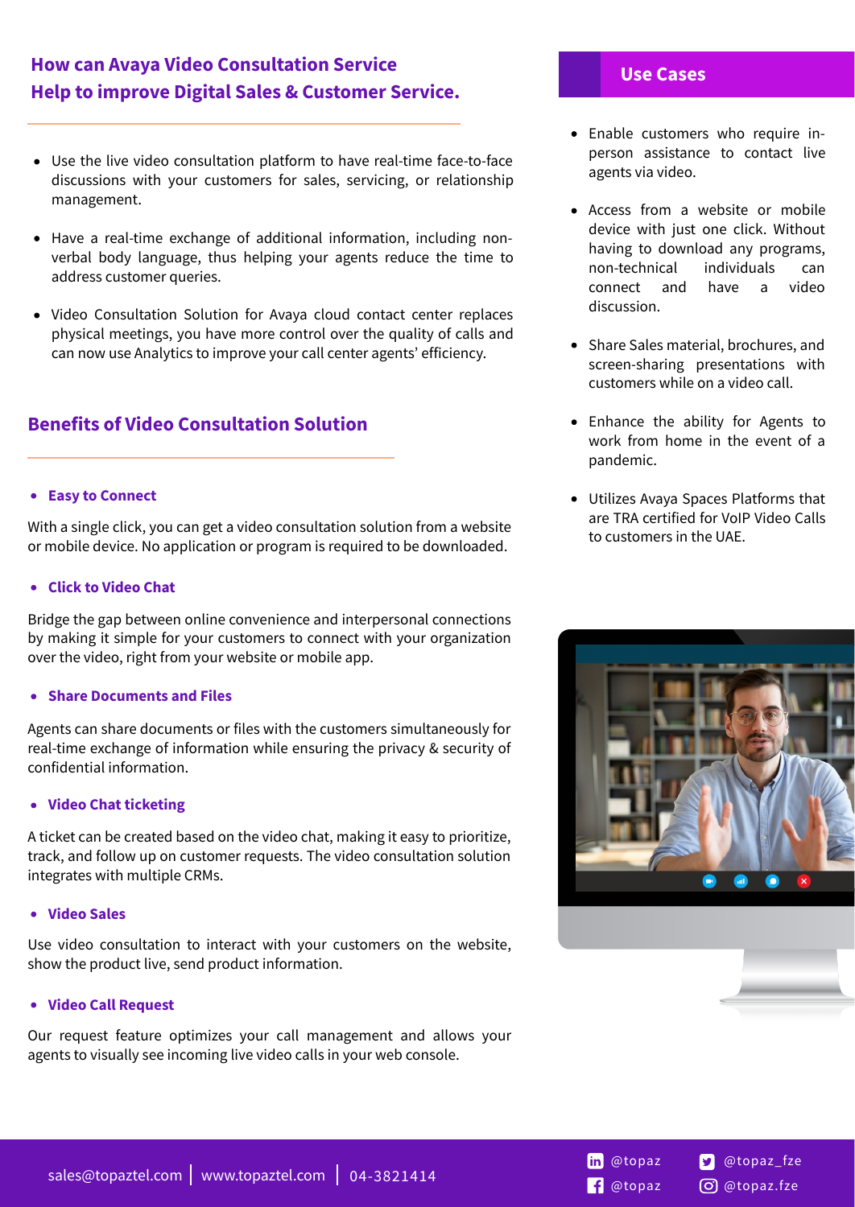## How can Avaya Video Consultation Service Help to improve Digital Sales & Customer Service.

- Use the live video consultation platform to have real-time face-to-face discussions with your customers for sales, servicing, or relationship management.
- Have a real-time exchange of additional information, including non-verbal body language, thus helping your agents reduce the time to address customer queries.
- Video Consultation Solution for Avaya cloud contact center replaces physical meetings, you have more control over the quality of calls and can now use Analytics to improve your call center agents' efficiency.

## Benefits of Video Consultation Solution

- **Easy to Connect**

With a single click, you can get a video consultation solution from a website or mobile device. No application or program is required to be downloaded.

- **Click to Video Chat**

Bridge the gap between online convenience and interpersonal connections by making it simple for your customers to connect with your organization over the video, right from your website or mobile app.

- **Share Documents and Files**

Agents can share documents or files with the customers simultaneously for real-time exchange of information while ensuring the privacy & security of confidential information.

- **Video Chat ticketing**

A ticket can be created based on the video chat, making it easy to prioritize, track, and follow up on customer requests. The video consultation solution integrates with multiple CRMs.

- **Video Sales**

Use video consultation to interact with your customers on the website, show the product live, send product information.

- **Video Call Request**

Our request feature optimizes your call management and allows your agents to visually see incoming live video calls in your web console.

## Use Cases

- Enable customers who require in-person assistance to contact live agents via video.
- Access from a website or mobile device with just one click. Without having to download any programs, non-technical individuals can connect and have a video discussion.
- Share Sales material, brochures, and screen-sharing presentations with customers while on a video call.
- Enhance the ability for Agents to work from home in the event of a pandemic.
- Utilizes Avaya Spaces Platforms that are TRA certified for VoIP Video Calls to customers in the UAE.

sales@topaztel.com | www.topaztel.com | 04-3821414

@topaz @topaz_fze @topaz @topaz.fze